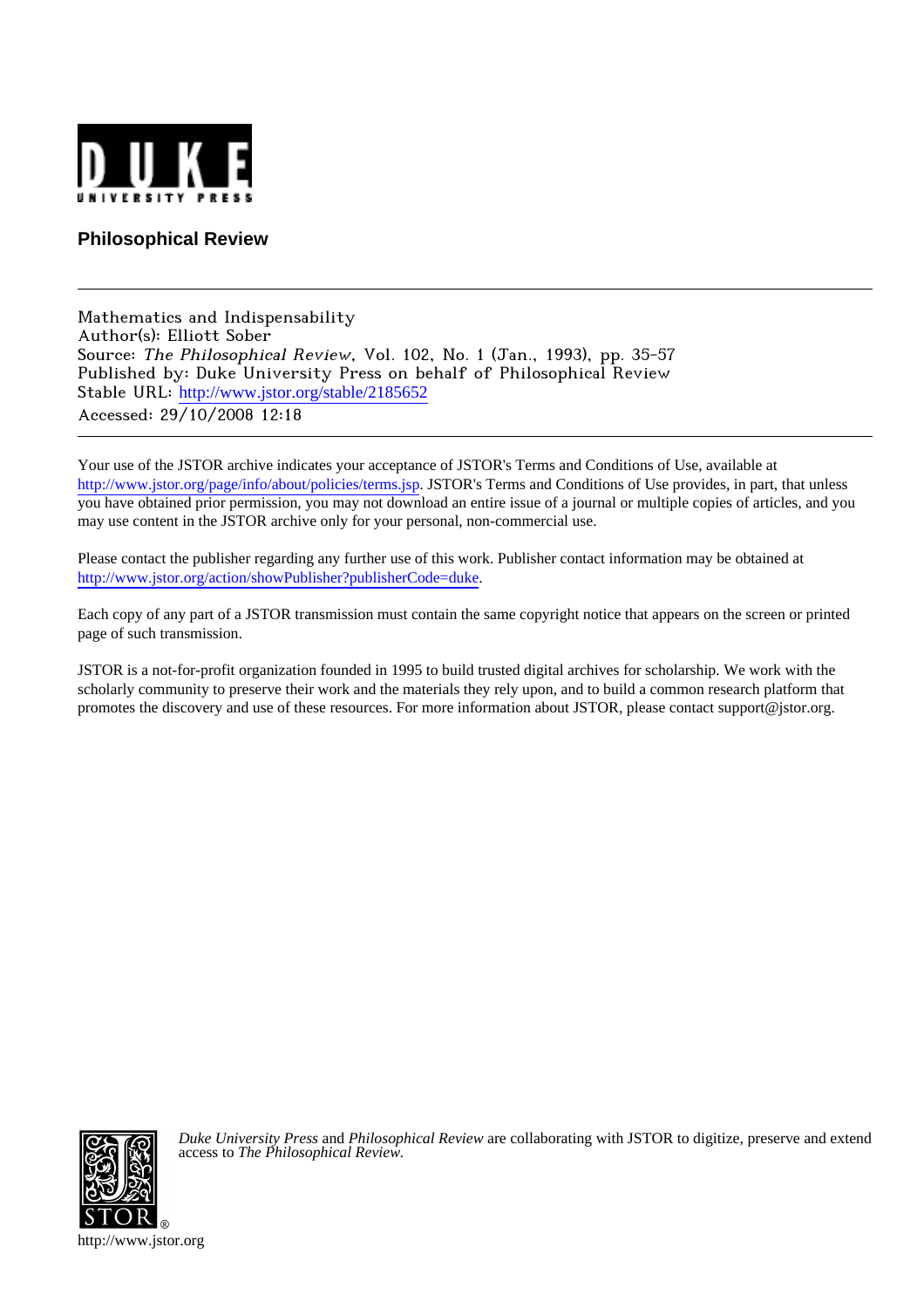**Philosophical Review**

---

Mathematics and Indispensability
Author(s): Elliott Sober
Source: *The Philosophical Review*, Vol. 102, No. 1 (Jan., 1993), pp. 35-57
Published by: Duke University Press on behalf of Philosophical Review
Stable URL: http://www.jstor.org/stable/2185652
Accessed: 29/10/2008 12:18

---

Your use of the JSTOR archive indicates your acceptance of JSTOR's Terms and Conditions of Use, available at http://www.jstor.org/page/info/about/policies/terms.jsp. JSTOR's Terms and Conditions of Use provides, in part, that unless you have obtained prior permission, you may not download an entire issue of a journal or multiple copies of articles, and you may use content in the JSTOR archive only for your personal, non-commercial use.

Please contact the publisher regarding any further use of this work. Publisher contact information may be obtained at http://www.jstor.org/action/showPublisher?publisherCode=duke.

Each copy of any part of a JSTOR transmission must contain the same copyright notice that appears on the screen or printed page of such transmission.

JSTOR is a not-for-profit organization founded in 1995 to build trusted digital archives for scholarship. We work with the scholarly community to preserve their work and the materials they rely upon, and to build a common research platform that promotes the discovery and use of these resources. For more information about JSTOR, please contact support@jstor.org.

*Duke University Press* and *Philosophical Review* are collaborating with JSTOR to digitize, preserve and extend access to *The Philosophical Review.*

http://www.jstor.org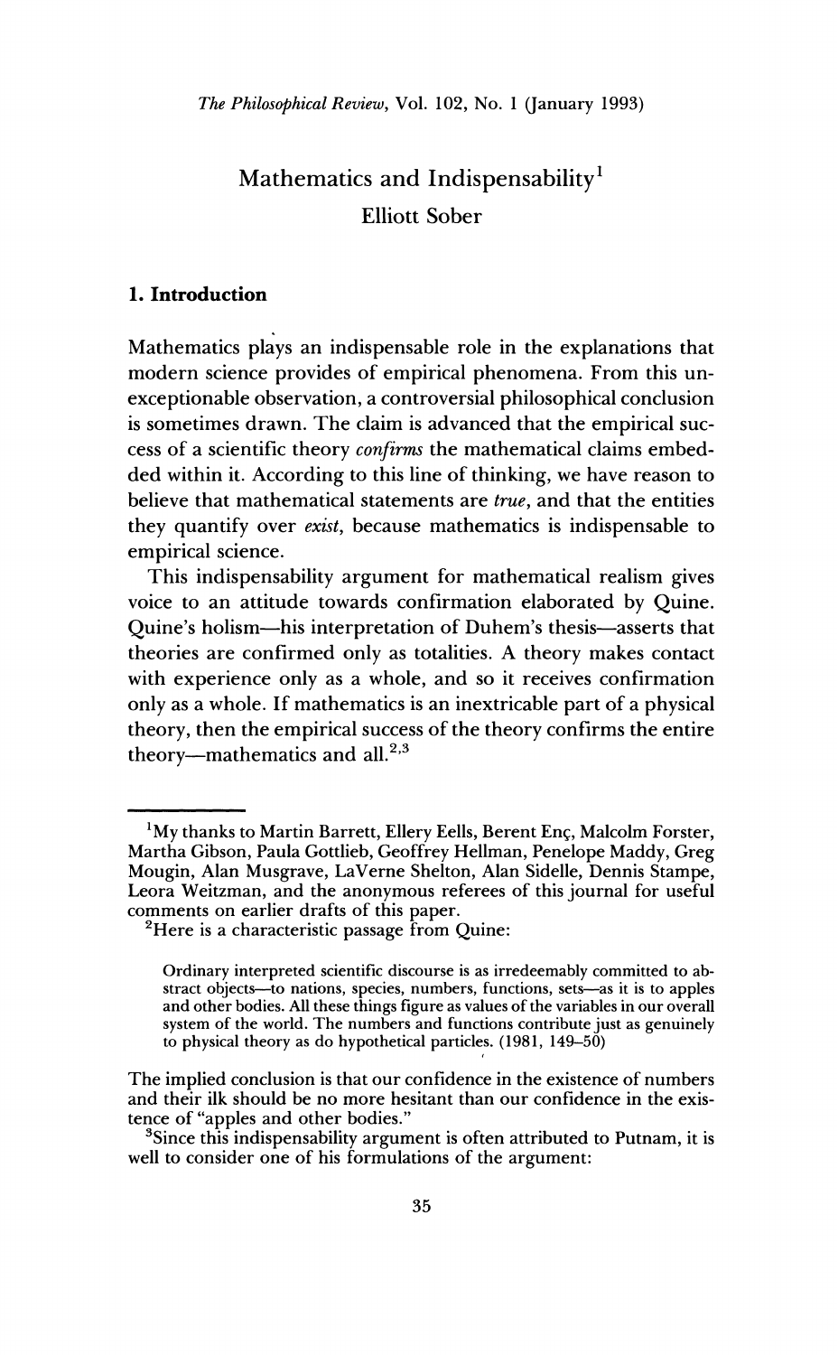# Mathematics and Indispensability[1]

## Elliott Sober

### 1. Introduction

Mathematics plays an indispensable role in the explanations that modern science provides of empirical phenomena. From this unexceptionable observation, a controversial philosophical conclusion is sometimes drawn. The claim is advanced that the empirical success of a scientific theory *confirms* the mathematical claims embedded within it. According to this line of thinking, we have reason to believe that mathematical statements are *true*, and that the entities they quantify over *exist*, because mathematics is indispensable to empirical science.

This indispensability argument for mathematical realism gives voice to an attitude towards confirmation elaborated by Quine. Quine's holism—his interpretation of Duhem's thesis—asserts that theories are confirmed only as totalities. A theory makes contact with experience only as a whole, and so it receives confirmation only as a whole. If mathematics is an inextricable part of a physical theory, then the empirical success of the theory confirms the entire theory—mathematics and all.[2,3]

---

[1]My thanks to Martin Barrett, Ellery Eells, Berent Enç, Malcolm Forster, Martha Gibson, Paula Gottlieb, Geoffrey Hellman, Penelope Maddy, Greg Mougin, Alan Musgrave, LaVerne Shelton, Alan Sidelle, Dennis Stampe, Leora Weitzman, and the anonymous referees of this journal for useful comments on earlier drafts of this paper.

[2]Here is a characteristic passage from Quine:

> Ordinary interpreted scientific discourse is as irredeemably committed to abstract objects—to nations, species, numbers, functions, sets—as it is to apples and other bodies. All these things figure as values of the variables in our overall system of the world. The numbers and functions contribute just as genuinely to physical theory as do hypothetical particles. (1981, 149–50)

The implied conclusion is that our confidence in the existence of numbers and their ilk should be no more hesitant than our confidence in the existence of "apples and other bodies."

[3]Since this indispensability argument is often attributed to Putnam, it is well to consider one of his formulations of the argument: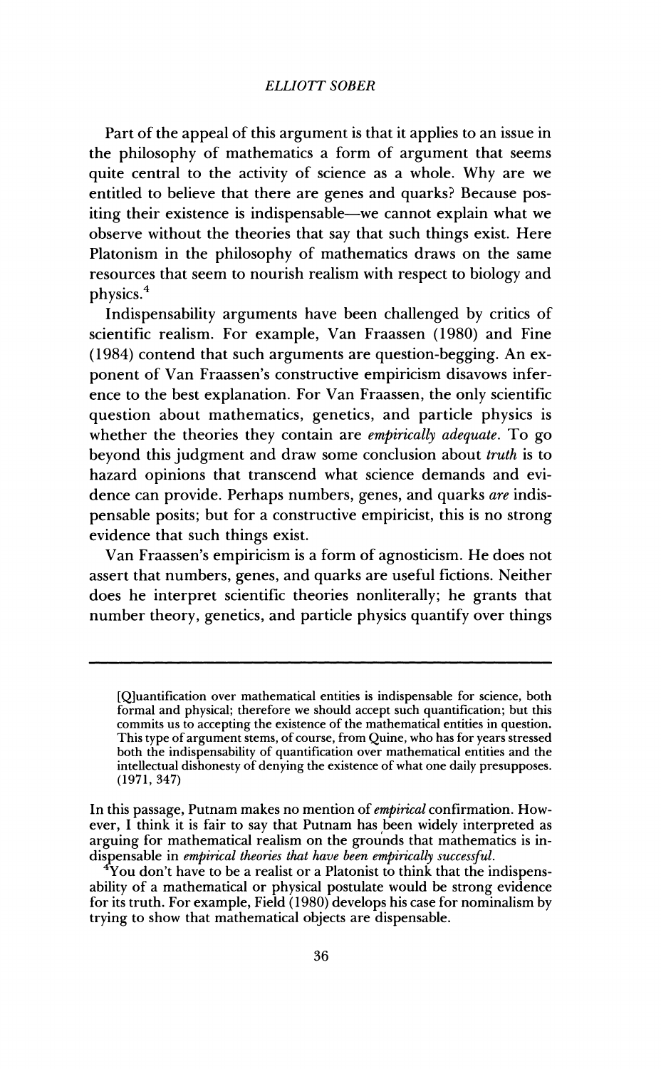Part of the appeal of this argument is that it applies to an issue in the philosophy of mathematics a form of argument that seems quite central to the activity of science as a whole. Why are we entitled to believe that there are genes and quarks? Because positing their existence is indispensable—we cannot explain what we observe without the theories that say that such things exist. Here Platonism in the philosophy of mathematics draws on the same resources that seem to nourish realism with respect to biology and physics.[4]

Indispensability arguments have been challenged by critics of scientific realism. For example, Van Fraassen (1980) and Fine (1984) contend that such arguments are question-begging. An exponent of Van Fraassen's constructive empiricism disavows inference to the best explanation. For Van Fraassen, the only scientific question about mathematics, genetics, and particle physics is whether the theories they contain are *empirically adequate*. To go beyond this judgment and draw some conclusion about *truth* is to hazard opinions that transcend what science demands and evidence can provide. Perhaps numbers, genes, and quarks *are* indispensable posits; but for a constructive empiricist, this is no strong evidence that such things exist.

Van Fraassen's empiricism is a form of agnosticism. He does not assert that numbers, genes, and quarks are useful fictions. Neither does he interpret scientific theories nonliterally; he grants that number theory, genetics, and particle physics quantify over things

---

> [Q]uantification over mathematical entities is indispensable for science, both formal and physical; therefore we should accept such quantification; but this commits us to accepting the existence of the mathematical entities in question. This type of argument stems, of course, from Quine, who has for years stressed both the indispensability of quantification over mathematical entities and the intellectual dishonesty of denying the existence of what one daily presupposes. (1971, 347)

In this passage, Putnam makes no mention of *empirical* confirmation. However, I think it is fair to say that Putnam has been widely interpreted as arguing for mathematical realism on the grounds that mathematics is indispensable in *empirical theories that have been empirically successful*.

[4] You don't have to be a realist or a Platonist to think that the indispensability of a mathematical or physical postulate would be strong evidence for its truth. For example, Field (1980) develops his case for nominalism by trying to show that mathematical objects are dispensable.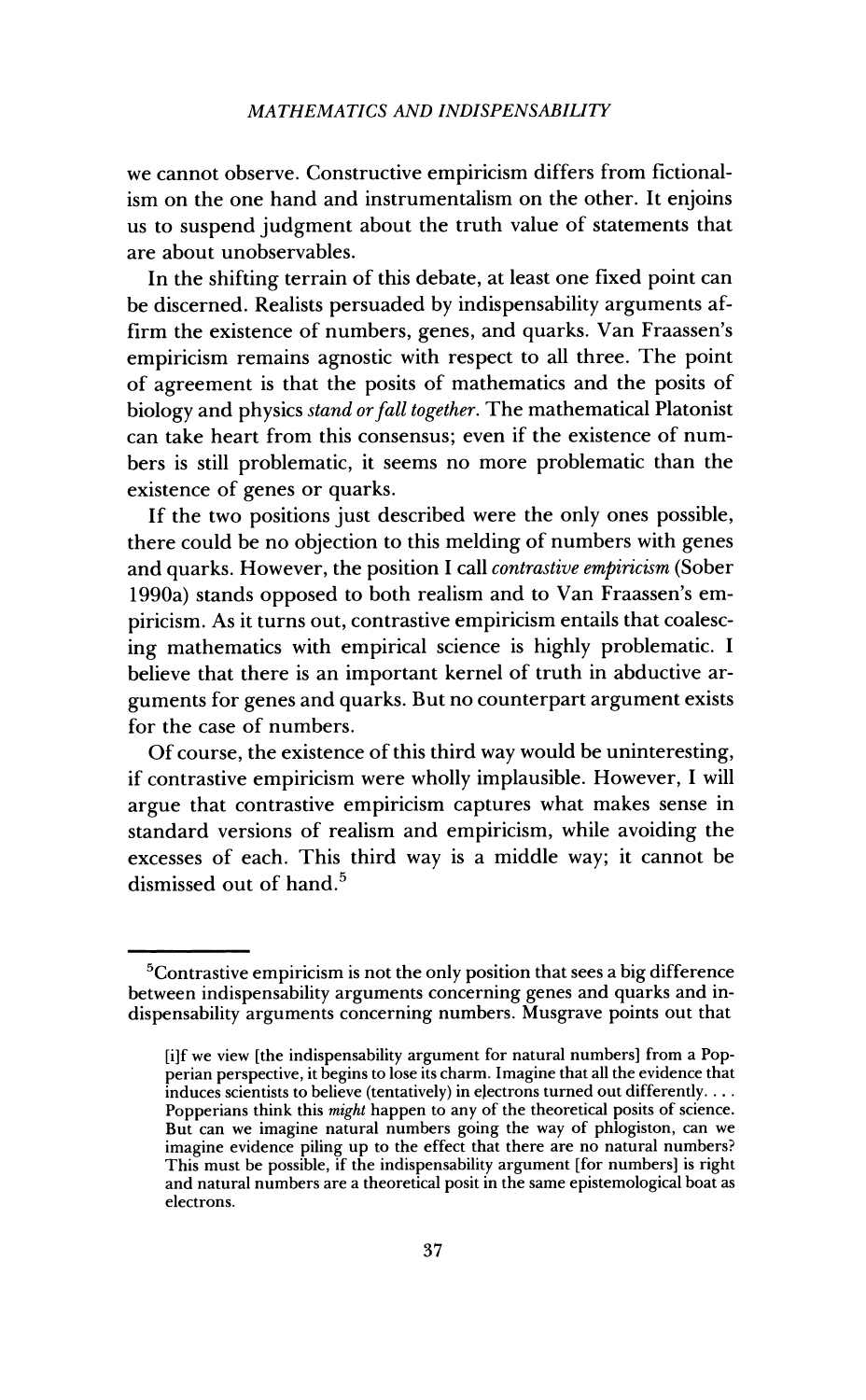we cannot observe. Constructive empiricism differs from fictionalism on the one hand and instrumentalism on the other. It enjoins us to suspend judgment about the truth value of statements that are about unobservables.

In the shifting terrain of this debate, at least one fixed point can be discerned. Realists persuaded by indispensability arguments affirm the existence of numbers, genes, and quarks. Van Fraassen's empiricism remains agnostic with respect to all three. The point of agreement is that the posits of mathematics and the posits of biology and physics *stand or fall together*. The mathematical Platonist can take heart from this consensus; even if the existence of numbers is still problematic, it seems no more problematic than the existence of genes or quarks.

If the two positions just described were the only ones possible, there could be no objection to this melding of numbers with genes and quarks. However, the position I call *contrastive empiricism* (Sober 1990a) stands opposed to both realism and to Van Fraassen's empiricism. As it turns out, contrastive empiricism entails that coalescing mathematics with empirical science is highly problematic. I believe that there is an important kernel of truth in abductive arguments for genes and quarks. But no counterpart argument exists for the case of numbers.

Of course, the existence of this third way would be uninteresting, if contrastive empiricism were wholly implausible. However, I will argue that contrastive empiricism captures what makes sense in standard versions of realism and empiricism, while avoiding the excesses of each. This third way is a middle way; it cannot be dismissed out of hand.[5]

---

[5]Contrastive empiricism is not the only position that sees a big difference between indispensability arguments concerning genes and quarks and indispensability arguments concerning numbers. Musgrave points out that

> [i]f we view [the indispensability argument for natural numbers] from a Popperian perspective, it begins to lose its charm. Imagine that all the evidence that induces scientists to believe (tentatively) in electrons turned out differently. . . . Popperians think this *might* happen to any of the theoretical posits of science. But can we imagine natural numbers going the way of phlogiston, can we imagine evidence piling up to the effect that there are no natural numbers? This must be possible, if the indispensability argument [for numbers] is right and natural numbers are a theoretical posit in the same epistemological boat as electrons.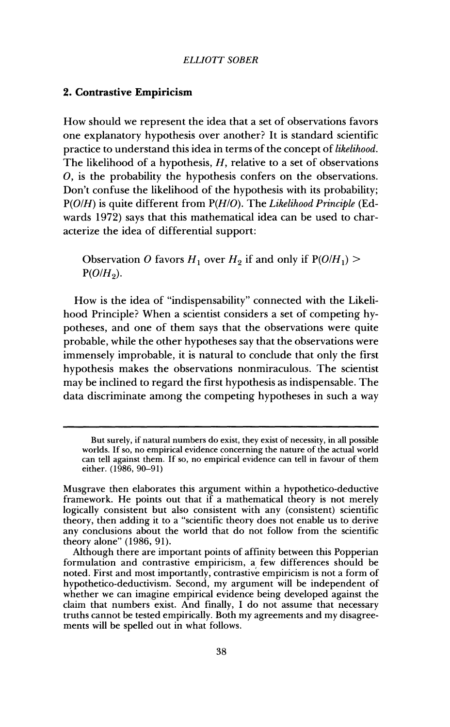## 2. Contrastive Empiricism

How should we represent the idea that a set of observations favors one explanatory hypothesis over another? It is standard scientific practice to understand this idea in terms of the concept of *likelihood*. The likelihood of a hypothesis, $H$, relative to a set of observations $O$, is the probability the hypothesis confers on the observations. Don't confuse the likelihood of the hypothesis with its probability; $P(O/H)$ is quite different from $P(H/O)$. The *Likelihood Principle* (Edwards 1972) says that this mathematical idea can be used to characterize the idea of differential support:

> Observation $O$ favors $H_1$ over $H_2$ if and only if $P(O/H_1) > P(O/H_2)$.

How is the idea of "indispensability" connected with the Likelihood Principle? When a scientist considers a set of competing hypotheses, and one of them says that the observations were quite probable, while the other hypotheses say that the observations were immensely improbable, it is natural to conclude that only the first hypothesis makes the observations nonmiraculous. The scientist may be inclined to regard the first hypothesis as indispensable. The data discriminate among the competing hypotheses in such a way

---

> But surely, if natural numbers do exist, they exist of necessity, in all possible worlds. If so, no empirical evidence concerning the nature of the actual world can tell against them. If so, no empirical evidence can tell in favour of them either. (1986, 90–91)

Musgrave then elaborates this argument within a hypothetico-deductive framework. He points out that if a mathematical theory is not merely logically consistent but also consistent with any (consistent) scientific theory, then adding it to a "scientific theory does not enable us to derive any conclusions about the world that do not follow from the scientific theory alone" (1986, 91).

Although there are important points of affinity between this Popperian formulation and contrastive empiricism, a few differences should be noted. First and most importantly, contrastive empiricism is not a form of hypothetico-deductivism. Second, my argument will be independent of whether we can imagine empirical evidence being developed against the claim that numbers exist. And finally, I do not assume that necessary truths cannot be tested empirically. Both my agreements and my disagreements will be spelled out in what follows.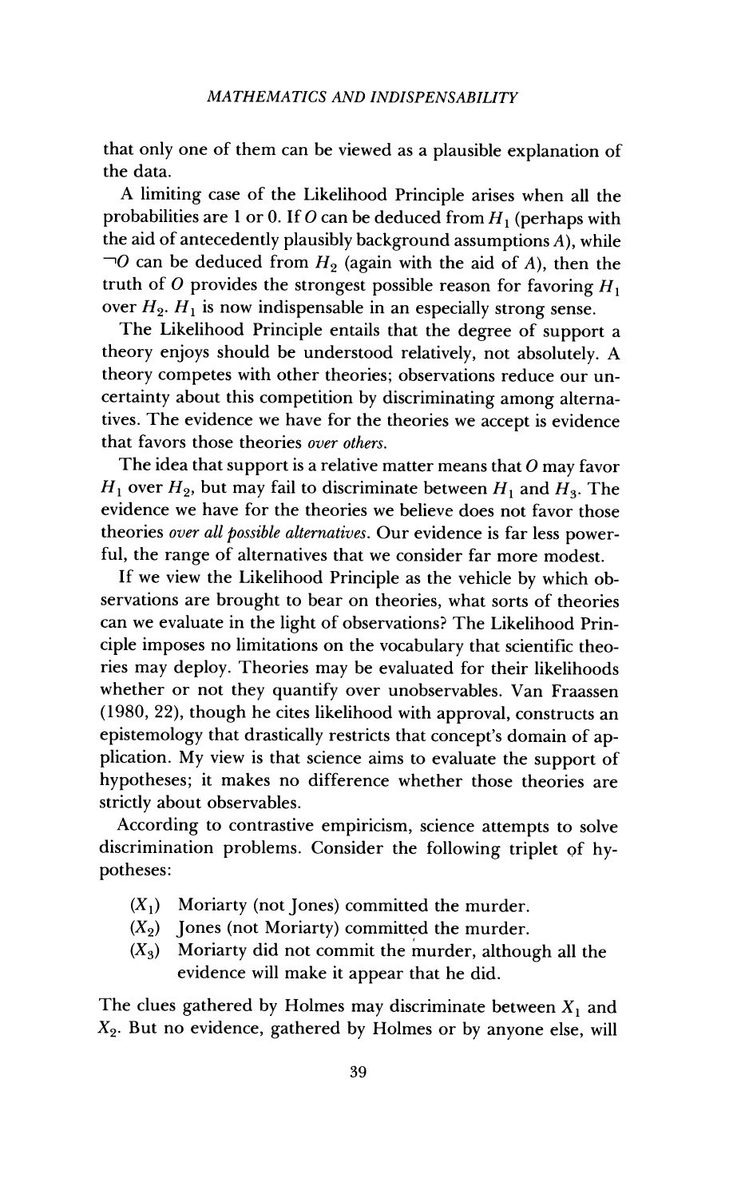that only one of them can be viewed as a plausible explanation of the data.

A limiting case of the Likelihood Principle arises when all the probabilities are 1 or 0. If $O$ can be deduced from $H_1$ (perhaps with the aid of antecedently plausibly background assumptions $A$), while $\neg O$ can be deduced from $H_2$ (again with the aid of $A$), then the truth of $O$ provides the strongest possible reason for favoring $H_1$ over $H_2$. $H_1$ is now indispensable in an especially strong sense.

The Likelihood Principle entails that the degree of support a theory enjoys should be understood relatively, not absolutely. A theory competes with other theories; observations reduce our uncertainty about this competition by discriminating among alternatives. The evidence we have for the theories we accept is evidence that favors those theories *over others.*

The idea that support is a relative matter means that $O$ may favor $H_1$ over $H_2$, but may fail to discriminate between $H_1$ and $H_3$. The evidence we have for the theories we believe does not favor those theories *over all possible alternatives*. Our evidence is far less powerful, the range of alternatives that we consider far more modest.

If we view the Likelihood Principle as the vehicle by which observations are brought to bear on theories, what sorts of theories can we evaluate in the light of observations? The Likelihood Principle imposes no limitations on the vocabulary that scientific theories may deploy. Theories may be evaluated for their likelihoods whether or not they quantify over unobservables. Van Fraassen (1980, 22), though he cites likelihood with approval, constructs an epistemology that drastically restricts that concept's domain of application. My view is that science aims to evaluate the support of hypotheses; it makes no difference whether those theories are strictly about observables.

According to contrastive empiricism, science attempts to solve discrimination problems. Consider the following triplet of hypotheses:

($X_1$) Moriarty (not Jones) committed the murder.

($X_2$) Jones (not Moriarty) committed the murder.

($X_3$) Moriarty did not commit the murder, although all the evidence will make it appear that he did.

The clues gathered by Holmes may discriminate between $X_1$ and $X_2$. But no evidence, gathered by Holmes or by anyone else, will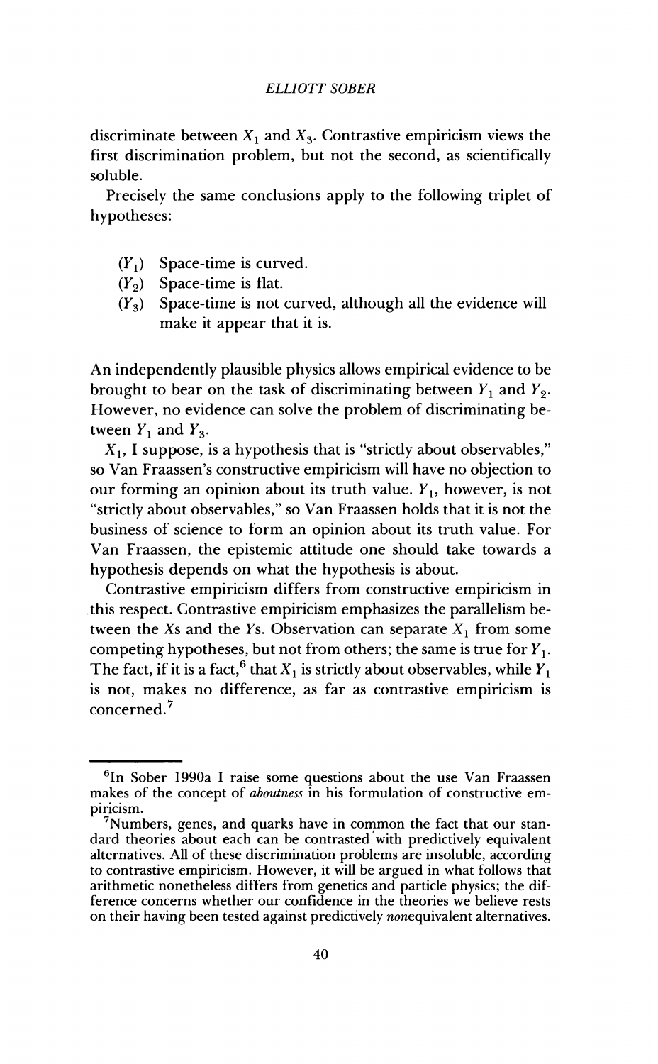discriminate between $X_1$ and $X_3$. Contrastive empiricism views the first discrimination problem, but not the second, as scientifically soluble.

Precisely the same conclusions apply to the following triplet of hypotheses:

($Y_1$) Space-time is curved.
($Y_2$) Space-time is flat.
($Y_3$) Space-time is not curved, although all the evidence will make it appear that it is.

An independently plausible physics allows empirical evidence to be brought to bear on the task of discriminating between $Y_1$ and $Y_2$. However, no evidence can solve the problem of discriminating between $Y_1$ and $Y_3$.

$X_1$, I suppose, is a hypothesis that is "strictly about observables," so Van Fraassen's constructive empiricism will have no objection to our forming an opinion about its truth value. $Y_1$, however, is not "strictly about observables," so Van Fraassen holds that it is not the business of science to form an opinion about its truth value. For Van Fraassen, the epistemic attitude one should take towards a hypothesis depends on what the hypothesis is about.

Contrastive empiricism differs from constructive empiricism in this respect. Contrastive empiricism emphasizes the parallelism between the Xs and the Ys. Observation can separate $X_1$ from some competing hypotheses, but not from others; the same is true for $Y_1$. The fact, if it is a fact,[6] that $X_1$ is strictly about observables, while $Y_1$ is not, makes no difference, as far as contrastive empiricism is concerned.[7]

---

[6]In Sober 1990a I raise some questions about the use Van Fraassen makes of the concept of *aboutness* in his formulation of constructive empiricism.

[7]Numbers, genes, and quarks have in common the fact that our standard theories about each can be contrasted with predictively equivalent alternatives. All of these discrimination problems are insoluble, according to contrastive empiricism. However, it will be argued in what follows that arithmetic nonetheless differs from genetics and particle physics; the difference concerns whether our confidence in the theories we believe rests on their having been tested against predictively *non*equivalent alternatives.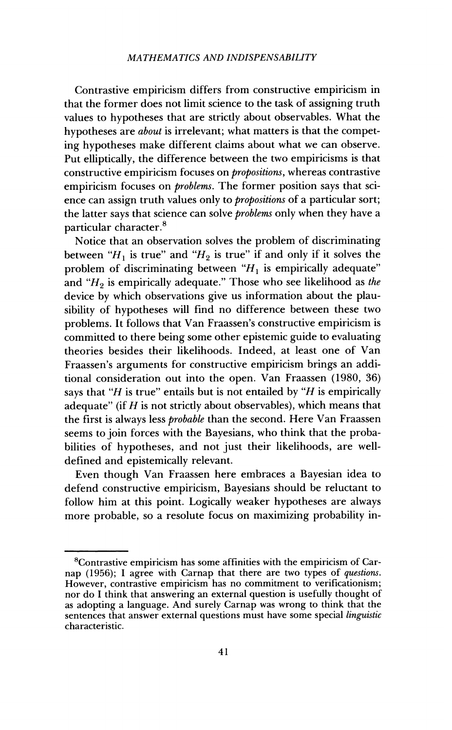Contrastive empiricism differs from constructive empiricism in that the former does not limit science to the task of assigning truth values to hypotheses that are strictly about observables. What the hypotheses are *about* is irrelevant; what matters is that the competing hypotheses make different claims about what we can observe. Put elliptically, the difference between the two empiricisms is that constructive empiricism focuses on *propositions*, whereas contrastive empiricism focuses on *problems*. The former position says that science can assign truth values only to *propositions* of a particular sort; the latter says that science can solve *problems* only when they have a particular character.[8]

Notice that an observation solves the problem of discriminating between "$H_1$ is true" and "$H_2$ is true" if and only if it solves the problem of discriminating between "$H_1$ is empirically adequate" and "$H_2$ is empirically adequate." Those who see likelihood as *the* device by which observations give us information about the plausibility of hypotheses will find no difference between these two problems. It follows that Van Fraassen's constructive empiricism is committed to there being some other epistemic guide to evaluating theories besides their likelihoods. Indeed, at least one of Van Fraassen's arguments for constructive empiricism brings an additional consideration out into the open. Van Fraassen (1980, 36) says that "$H$ is true" entails but is not entailed by "$H$ is empirically adequate" (if $H$ is not strictly about observables), which means that the first is always less *probable* than the second. Here Van Fraassen seems to join forces with the Bayesians, who think that the probabilities of hypotheses, and not just their likelihoods, are well-defined and epistemically relevant.

Even though Van Fraassen here embraces a Bayesian idea to defend constructive empiricism, Bayesians should be reluctant to follow him at this point. Logically weaker hypotheses are always more probable, so a resolute focus on maximizing probability in-

---

[8]Contrastive empiricism has some affinities with the empiricism of Carnap (1956); I agree with Carnap that there are two types of *questions*. However, contrastive empiricism has no commitment to verificationism; nor do I think that answering an external question is usefully thought of as adopting a language. And surely Carnap was wrong to think that the sentences that answer external questions must have some special *linguistic* characteristic.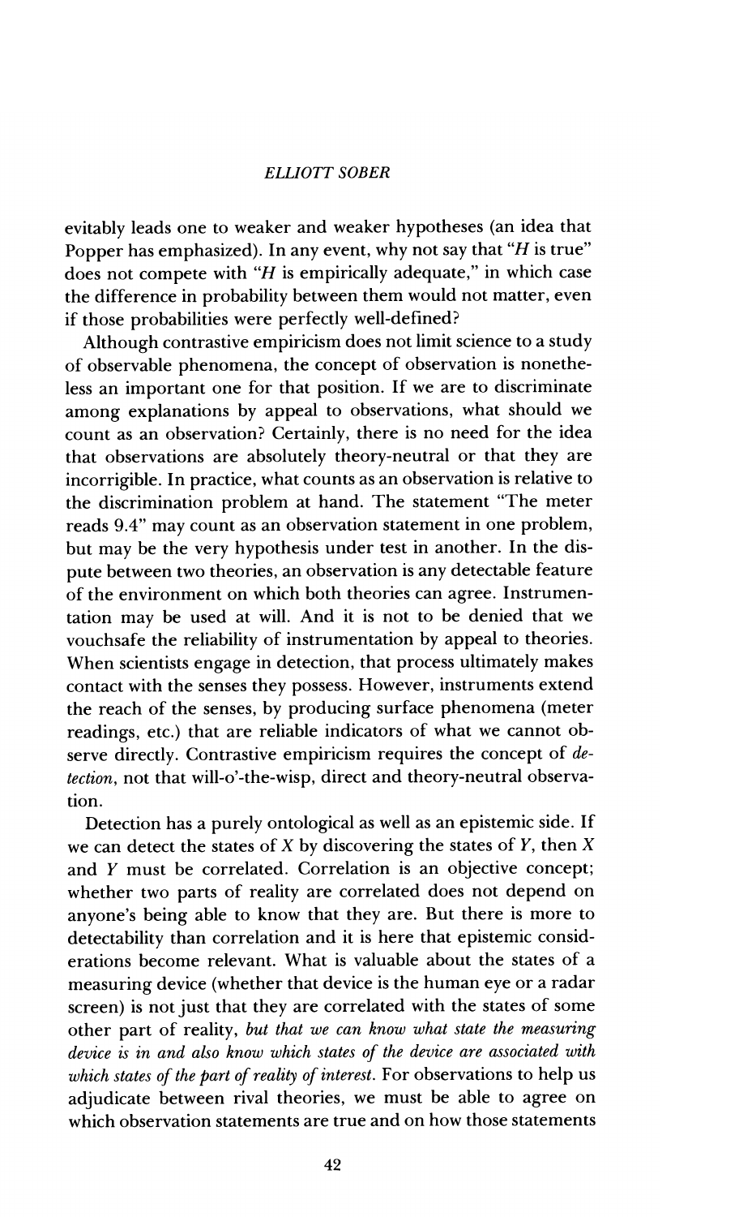evitably leads one to weaker and weaker hypotheses (an idea that Popper has emphasized). In any event, why not say that "$H$ is true" does not compete with "$H$ is empirically adequate," in which case the difference in probability between them would not matter, even if those probabilities were perfectly well-defined?

Although contrastive empiricism does not limit science to a study of observable phenomena, the concept of observation is nonetheless an important one for that position. If we are to discriminate among explanations by appeal to observations, what should we count as an observation? Certainly, there is no need for the idea that observations are absolutely theory-neutral or that they are incorrigible. In practice, what counts as an observation is relative to the discrimination problem at hand. The statement "The meter reads 9.4" may count as an observation statement in one problem, but may be the very hypothesis under test in another. In the dispute between two theories, an observation is any detectable feature of the environment on which both theories can agree. Instrumentation may be used at will. And it is not to be denied that we vouchsafe the reliability of instrumentation by appeal to theories. When scientists engage in detection, that process ultimately makes contact with the senses they possess. However, instruments extend the reach of the senses, by producing surface phenomena (meter readings, etc.) that are reliable indicators of what we cannot observe directly. Contrastive empiricism requires the concept of *detection*, not that will-o'-the-wisp, direct and theory-neutral observation.

Detection has a purely ontological as well as an epistemic side. If we can detect the states of $X$ by discovering the states of $Y$, then $X$ and $Y$ must be correlated. Correlation is an objective concept; whether two parts of reality are correlated does not depend on anyone's being able to know that they are. But there is more to detectability than correlation and it is here that epistemic considerations become relevant. What is valuable about the states of a measuring device (whether that device is the human eye or a radar screen) is not just that they are correlated with the states of some other part of reality, *but that we can know what state the measuring device is in and also know which states of the device are associated with which states of the part of reality of interest.* For observations to help us adjudicate between rival theories, we must be able to agree on which observation statements are true and on how those statements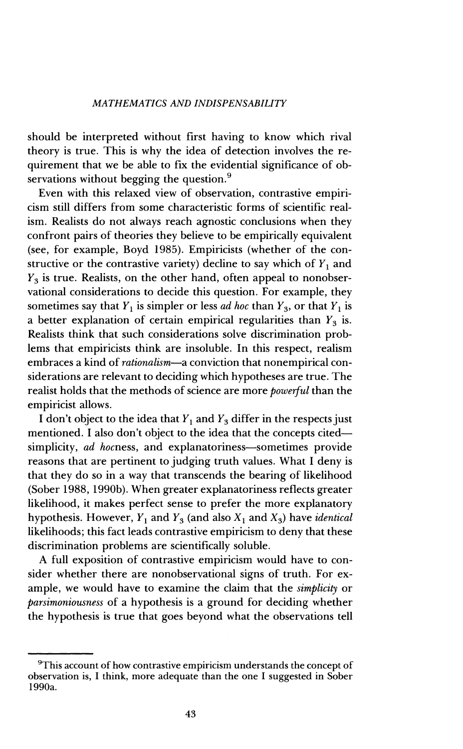should be interpreted without first having to know which rival theory is true. This is why the idea of detection involves the requirement that we be able to fix the evidential significance of observations without begging the question.[9]

Even with this relaxed view of observation, contrastive empiricism still differs from some characteristic forms of scientific realism. Realists do not always reach agnostic conclusions when they confront pairs of theories they believe to be empirically equivalent (see, for example, Boyd 1985). Empiricists (whether of the constructive or the contrastive variety) decline to say which of $Y_1$ and $Y_3$ is true. Realists, on the other hand, often appeal to nonobservational considerations to decide this question. For example, they sometimes say that $Y_1$ is simpler or less *ad hoc* than $Y_3$, or that $Y_1$ is a better explanation of certain empirical regularities than $Y_3$ is. Realists think that such considerations solve discrimination problems that empiricists think are insoluble. In this respect, realism embraces a kind of *rationalism*—a conviction that nonempirical considerations are relevant to deciding which hypotheses are true. The realist holds that the methods of science are more *powerful* than the empiricist allows.

I don't object to the idea that $Y_1$ and $Y_3$ differ in the respects just mentioned. I also don't object to the idea that the concepts cited—simplicity, *ad hoc*ness, and explanatoriness—sometimes provide reasons that are pertinent to judging truth values. What I deny is that they do so in a way that transcends the bearing of likelihood (Sober 1988, 1990b). When greater explanatoriness reflects greater likelihood, it makes perfect sense to prefer the more explanatory hypothesis. However, $Y_1$ and $Y_3$ (and also $X_1$ and $X_3$) have *identical* likelihoods; this fact leads contrastive empiricism to deny that these discrimination problems are scientifically soluble.

A full exposition of contrastive empiricism would have to consider whether there are nonobservational signs of truth. For example, we would have to examine the claim that the *simplicity* or *parsimoniousness* of a hypothesis is a ground for deciding whether the hypothesis is true that goes beyond what the observations tell

---

[9]This account of how contrastive empiricism understands the concept of observation is, I think, more adequate than the one I suggested in Sober 1990a.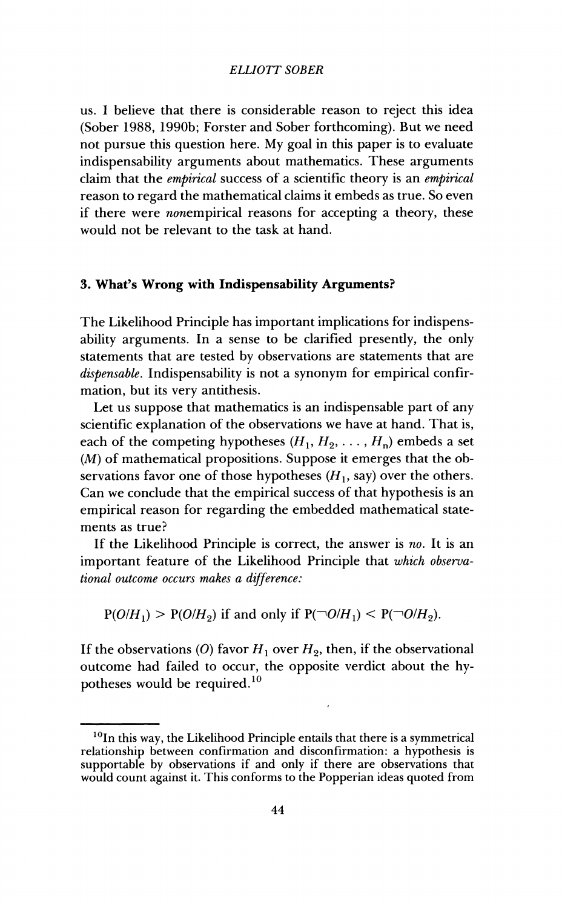us. I believe that there is considerable reason to reject this idea (Sober 1988, 1990b; Forster and Sober forthcoming). But we need not pursue this question here. My goal in this paper is to evaluate indispensability arguments about mathematics. These arguments claim that the *empirical* success of a scientific theory is an *empirical* reason to regard the mathematical claims it embeds as true. So even if there were *non*empirical reasons for accepting a theory, these would not be relevant to the task at hand.

### 3. What's Wrong with Indispensability Arguments?

The Likelihood Principle has important implications for indispensability arguments. In a sense to be clarified presently, the only statements that are tested by observations are statements that are *dispensable*. Indispensability is not a synonym for empirical confirmation, but its very antithesis.

Let us suppose that mathematics is an indispensable part of any scientific explanation of the observations we have at hand. That is, each of the competing hypotheses ($H_1, H_2, \ldots, H_n$) embeds a set ($M$) of mathematical propositions. Suppose it emerges that the observations favor one of those hypotheses ($H_1$, say) over the others. Can we conclude that the empirical success of that hypothesis is an empirical reason for regarding the embedded mathematical statements as true?

If the Likelihood Principle is correct, the answer is *no*. It is an important feature of the Likelihood Principle that *which observational outcome occurs makes a difference:*

$$P(O/H_1) > P(O/H_2) \text{ if and only if } P(\neg O/H_1) < P(\neg O/H_2).$$

If the observations ($O$) favor $H_1$ over $H_2$, then, if the observational outcome had failed to occur, the opposite verdict about the hypotheses would be required.[10]

---

[10] In this way, the Likelihood Principle entails that there is a symmetrical relationship between confirmation and disconfirmation: a hypothesis is supportable by observations if and only if there are observations that would count against it. This conforms to the Popperian ideas quoted from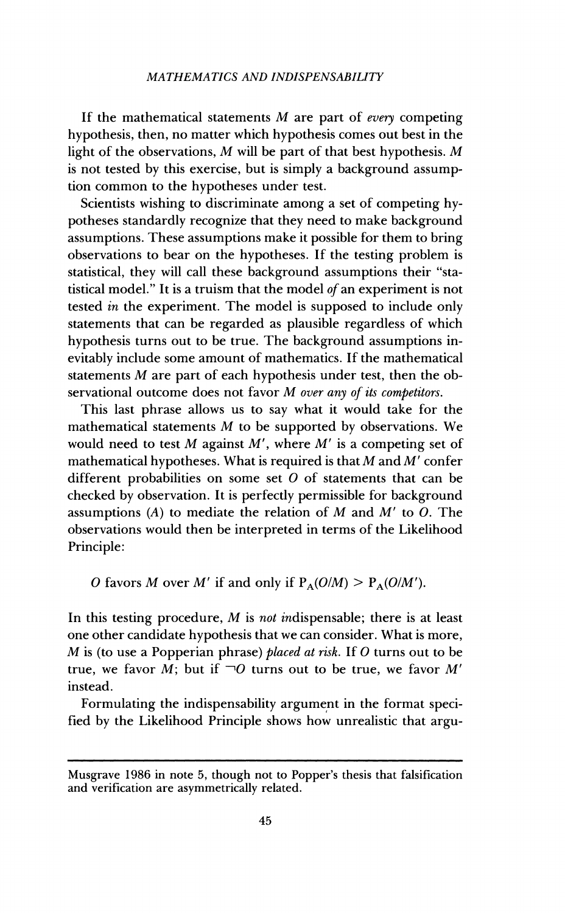If the mathematical statements $M$ are part of *every* competing hypothesis, then, no matter which hypothesis comes out best in the light of the observations, $M$ will be part of that best hypothesis. $M$ is not tested by this exercise, but is simply a background assumption common to the hypotheses under test.

Scientists wishing to discriminate among a set of competing hypotheses standardly recognize that they need to make background assumptions. These assumptions make it possible for them to bring observations to bear on the hypotheses. If the testing problem is statistical, they will call these background assumptions their "statistical model." It is a truism that the model *of* an experiment is not tested *in* the experiment. The model is supposed to include only statements that can be regarded as plausible regardless of which hypothesis turns out to be true. The background assumptions inevitably include some amount of mathematics. If the mathematical statements $M$ are part of each hypothesis under test, then the observational outcome does not favor $M$ *over any of its competitors*.

This last phrase allows us to say what it would take for the mathematical statements $M$ to be supported by observations. We would need to test $M$ against $M'$, where $M'$ is a competing set of mathematical hypotheses. What is required is that $M$ and $M'$ confer different probabilities on some set $O$ of statements that can be checked by observation. It is perfectly permissible for background assumptions ($A$) to mediate the relation of $M$ and $M'$ to $O$. The observations would then be interpreted in terms of the Likelihood Principle:

$O$ favors $M$ over $M'$ if and only if $P_A(O/M) > P_A(O/M')$.

In this testing procedure, $M$ is *not in*dispensable; there is at least one other candidate hypothesis that we can consider. What is more, $M$ is (to use a Popperian phrase) *placed at risk*. If $O$ turns out to be true, we favor $M$; but if $\neg O$ turns out to be true, we favor $M'$ instead.

Formulating the indispensability argument in the format specified by the Likelihood Principle shows how unrealistic that argu-

---

Musgrave 1986 in note 5, though not to Popper's thesis that falsification and verification are asymmetrically related.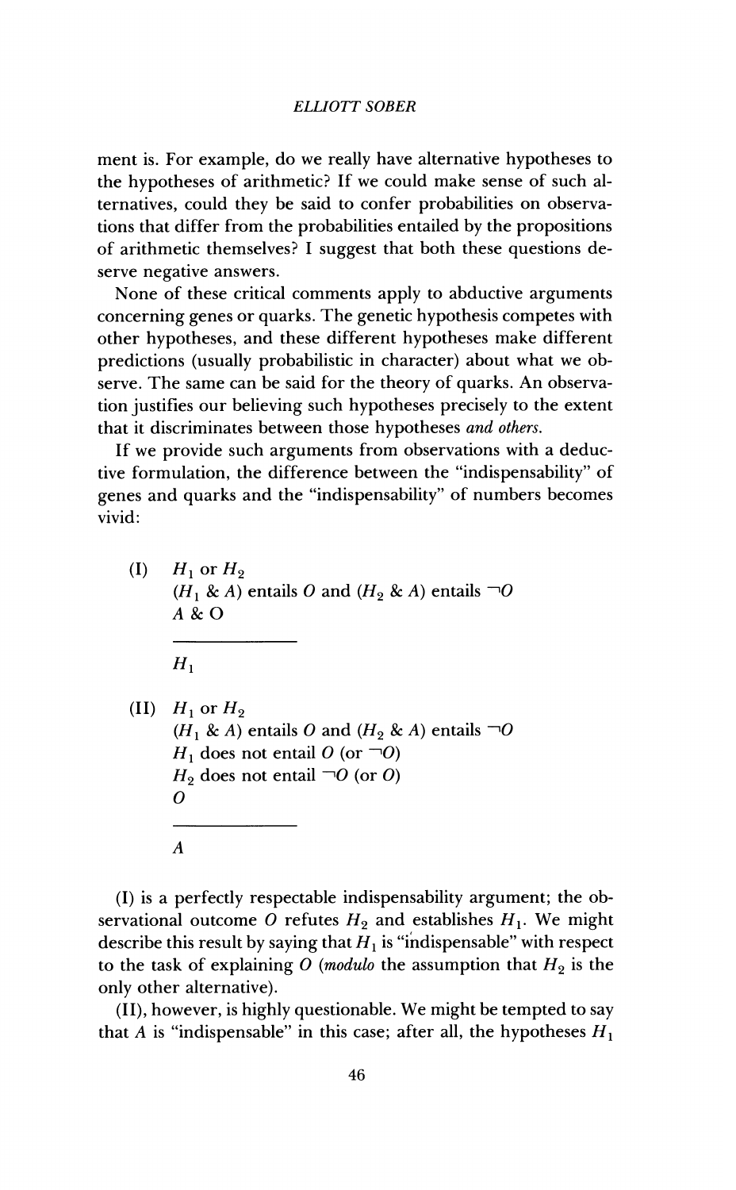ment is. For example, do we really have alternative hypotheses to the hypotheses of arithmetic? If we could make sense of such alternatives, could they be said to confer probabilities on observations that differ from the probabilities entailed by the propositions of arithmetic themselves? I suggest that both these questions deserve negative answers.

None of these critical comments apply to abductive arguments concerning genes or quarks. The genetic hypothesis competes with other hypotheses, and these different hypotheses make different predictions (usually probabilistic in character) about what we observe. The same can be said for the theory of quarks. An observation justifies our believing such hypotheses precisely to the extent that it discriminates between those hypotheses *and others*.

If we provide such arguments from observations with a deductive formulation, the difference between the "indispensability" of genes and quarks and the "indispensability" of numbers becomes vivid:

(I) $H_1$ or $H_2$
$(H_1$ & $A)$ entails $O$ and $(H_2$ & $A)$ entails $\neg O$
$A$ & $O$

---

$H_1$

(II) $H_1$ or $H_2$
$(H_1$ & $A)$ entails $O$ and $(H_2$ & $A)$ entails $\neg O$
$H_1$ does not entail $O$ (or $\neg O$)
$H_2$ does not entail $\neg O$ (or $O$)
$O$

---

$A$

(I) is a perfectly respectable indispensability argument; the observational outcome $O$ refutes $H_2$ and establishes $H_1$. We might describe this result by saying that $H_1$ is "indispensable" with respect to the task of explaining $O$ (*modulo* the assumption that $H_2$ is the only other alternative).

(II), however, is highly questionable. We might be tempted to say that $A$ is "indispensable" in this case; after all, the hypotheses $H_1$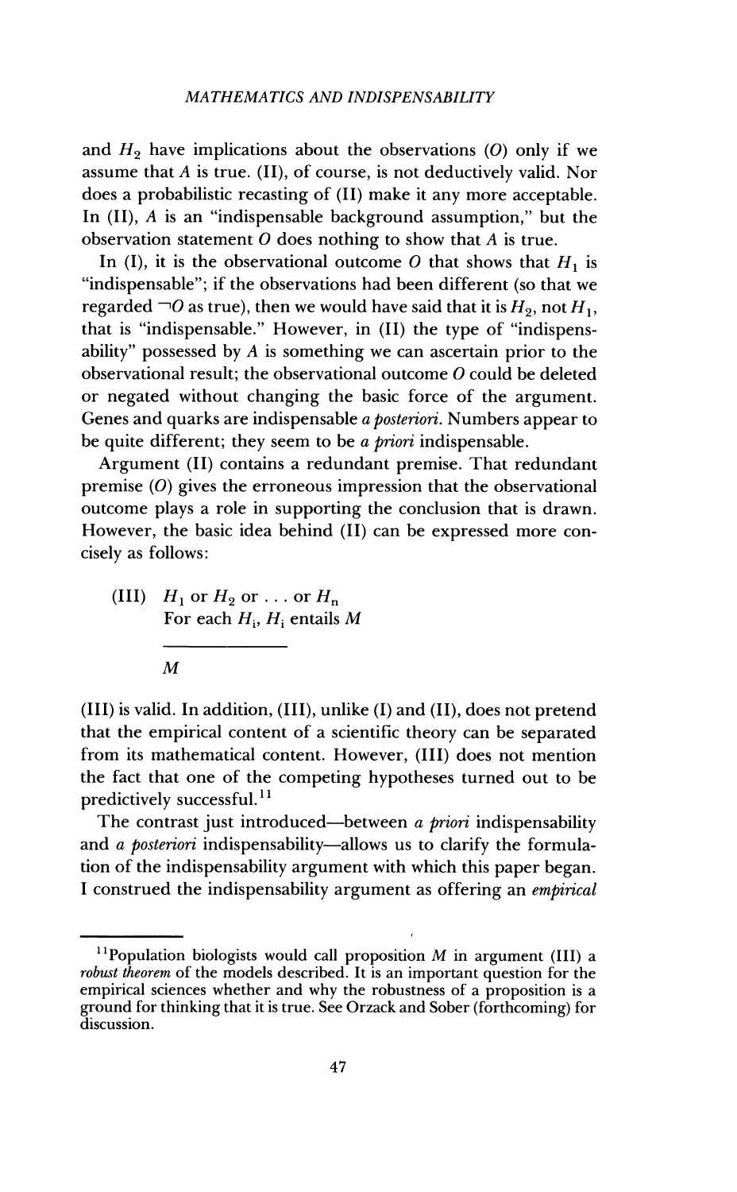and $H_2$ have implications about the observations ($O$) only if we assume that $A$ is true. (II), of course, is not deductively valid. Nor does a probabilistic recasting of (II) make it any more acceptable. In (II), $A$ is an "indispensable background assumption," but the observation statement $O$ does nothing to show that $A$ is true.

In (I), it is the observational outcome $O$ that shows that $H_1$ is "indispensable"; if the observations had been different (so that we regarded $\neg O$ as true), then we would have said that it is $H_2$, not $H_1$, that is "indispensable." However, in (II) the type of "indispensability" possessed by $A$ is something we can ascertain prior to the observational result; the observational outcome $O$ could be deleted or negated without changing the basic force of the argument. Genes and quarks are indispensable *a posteriori*. Numbers appear to be quite different; they seem to be *a priori* indispensable.

Argument (II) contains a redundant premise. That redundant premise ($O$) gives the erroneous impression that the observational outcome plays a role in supporting the conclusion that is drawn. However, the basic idea behind (II) can be expressed more concisely as follows:

(III) $H_1$ or $H_2$ or . . . or $H_n$
For each $H_i$, $H_i$ entails $M$

---

$M$

(III) is valid. In addition, (III), unlike (I) and (II), does not pretend that the empirical content of a scientific theory can be separated from its mathematical content. However, (III) does not mention the fact that one of the competing hypotheses turned out to be predictively successful.[11]

The contrast just introduced—between *a priori* indispensability and *a posteriori* indispensability—allows us to clarify the formulation of the indispensability argument with which this paper began. I construed the indispensability argument as offering an *empirical*

[11]Population biologists would call proposition $M$ in argument (III) a *robust theorem* of the models described. It is an important question for the empirical sciences whether and why the robustness of a proposition is a ground for thinking that it is true. See Orzack and Sober (forthcoming) for discussion.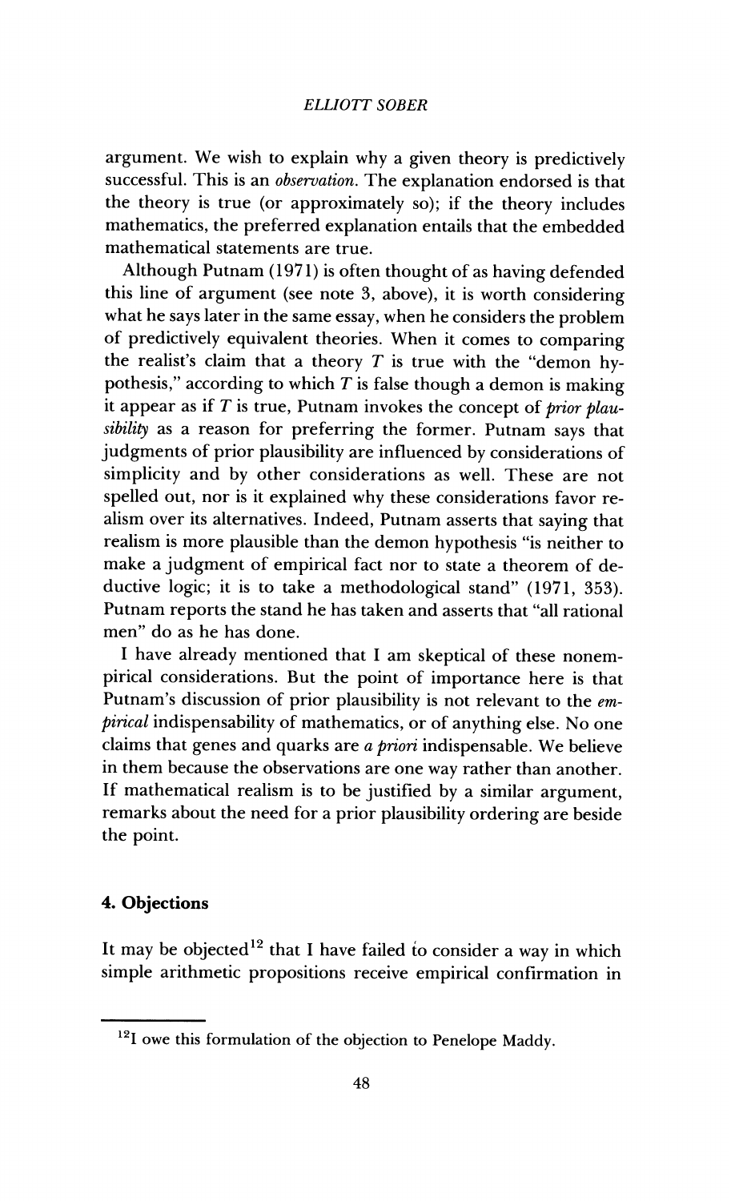argument. We wish to explain why a given theory is predictively successful. This is an *observation*. The explanation endorsed is that the theory is true (or approximately so); if the theory includes mathematics, the preferred explanation entails that the embedded mathematical statements are true.

Although Putnam (1971) is often thought of as having defended this line of argument (see note 3, above), it is worth considering what he says later in the same essay, when he considers the problem of predictively equivalent theories. When it comes to comparing the realist's claim that a theory $T$ is true with the "demon hypothesis," according to which $T$ is false though a demon is making it appear as if $T$ is true, Putnam invokes the concept of *prior plausibility* as a reason for preferring the former. Putnam says that judgments of prior plausibility are influenced by considerations of simplicity and by other considerations as well. These are not spelled out, nor is it explained why these considerations favor realism over its alternatives. Indeed, Putnam asserts that saying that realism is more plausible than the demon hypothesis "is neither to make a judgment of empirical fact nor to state a theorem of deductive logic; it is to take a methodological stand" (1971, 353). Putnam reports the stand he has taken and asserts that "all rational men" do as he has done.

I have already mentioned that I am skeptical of these nonempirical considerations. But the point of importance here is that Putnam's discussion of prior plausibility is not relevant to the *empirical* indispensability of mathematics, or of anything else. No one claims that genes and quarks are *a priori* indispensable. We believe in them because the observations are one way rather than another. If mathematical realism is to be justified by a similar argument, remarks about the need for a prior plausibility ordering are beside the point.

## 4. Objections

It may be objected[12] that I have failed to consider a way in which simple arithmetic propositions receive empirical confirmation in

---

[12] I owe this formulation of the objection to Penelope Maddy.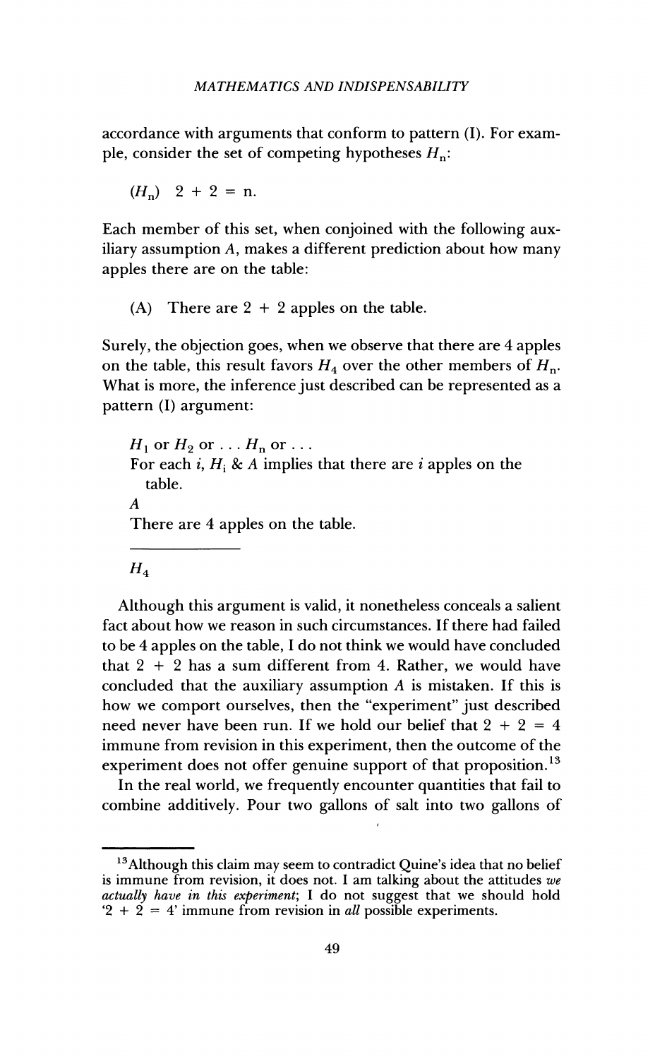accordance with arguments that conform to pattern (I). For example, consider the set of competing hypotheses $H_n$:

($H_n$) $2 + 2 = n$.

Each member of this set, when conjoined with the following auxiliary assumption $A$, makes a different prediction about how many apples there are on the table:

(A) There are 2 + 2 apples on the table.

Surely, the objection goes, when we observe that there are 4 apples on the table, this result favors $H_4$ over the other members of $H_n$. What is more, the inference just described can be represented as a pattern (I) argument:

$H_1$ or $H_2$ or . . . $H_n$ or . . .
For each $i$, $H_i$ & $A$ implies that there are $i$ apples on the table.
$A$
There are 4 apples on the table.

---

$H_4$

Although this argument is valid, it nonetheless conceals a salient fact about how we reason in such circumstances. If there had failed to be 4 apples on the table, I do not think we would have concluded that 2 + 2 has a sum different from 4. Rather, we would have concluded that the auxiliary assumption $A$ is mistaken. If this is how we comport ourselves, then the "experiment" just described need never have been run. If we hold our belief that 2 + 2 = 4 immune from revision in this experiment, then the outcome of the experiment does not offer genuine support of that proposition.[13]

In the real world, we frequently encounter quantities that fail to combine additively. Pour two gallons of salt into two gallons of

[13]Although this claim may seem to contradict Quine's idea that no belief is immune from revision, it does not. I am talking about the attitudes *we actually have in this experiment*; I do not suggest that we should hold '2 + 2 = 4' immune from revision in *all* possible experiments.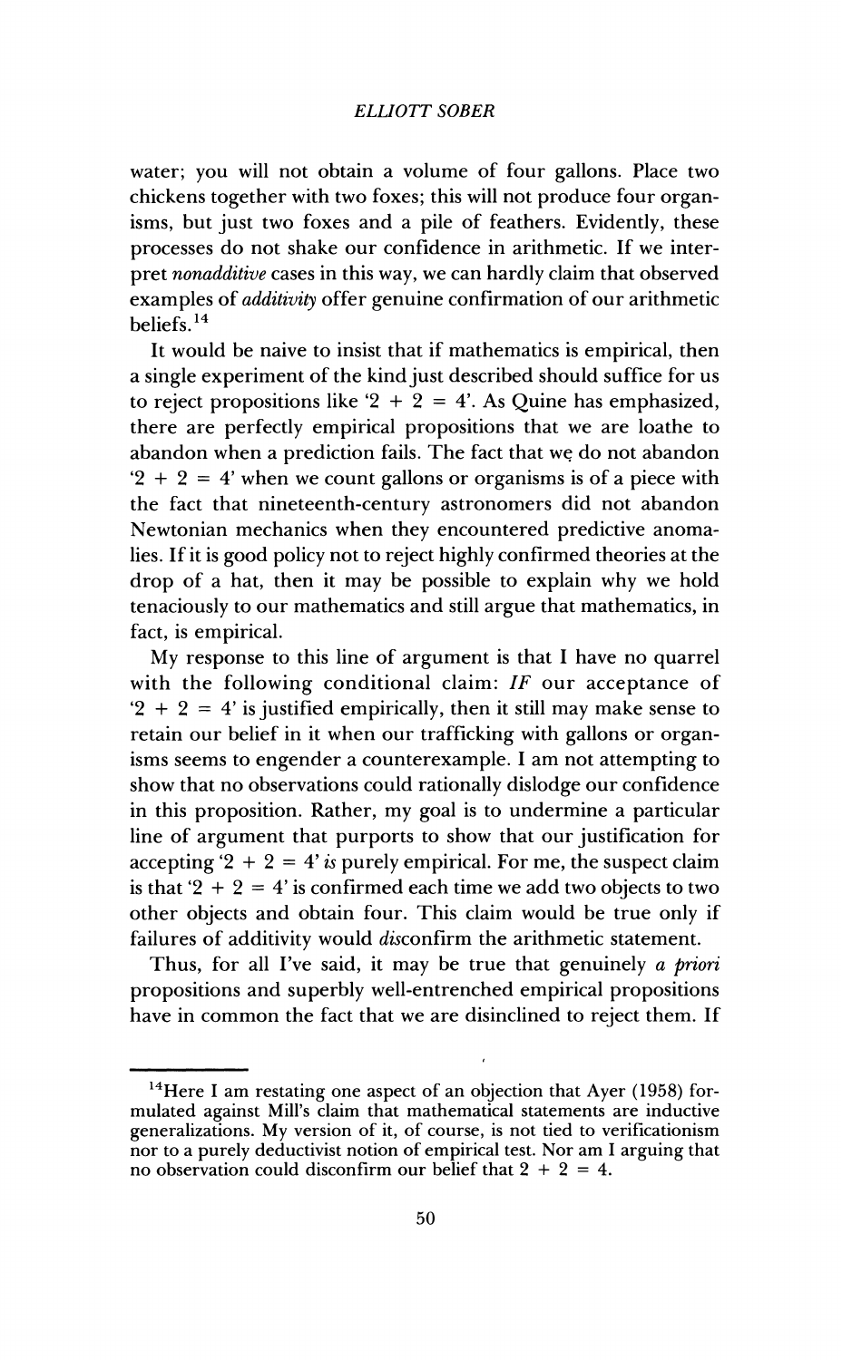water; you will not obtain a volume of four gallons. Place two chickens together with two foxes; this will not produce four organisms, but just two foxes and a pile of feathers. Evidently, these processes do not shake our confidence in arithmetic. If we interpret *nonadditive* cases in this way, we can hardly claim that observed examples of *additivity* offer genuine confirmation of our arithmetic beliefs.[14]

It would be naive to insist that if mathematics is empirical, then a single experiment of the kind just described should suffice for us to reject propositions like '2 + 2 = 4'. As Quine has emphasized, there are perfectly empirical propositions that we are loathe to abandon when a prediction fails. The fact that we do not abandon '2 + 2 = 4' when we count gallons or organisms is of a piece with the fact that nineteenth-century astronomers did not abandon Newtonian mechanics when they encountered predictive anomalies. If it is good policy not to reject highly confirmed theories at the drop of a hat, then it may be possible to explain why we hold tenaciously to our mathematics and still argue that mathematics, in fact, is empirical.

My response to this line of argument is that I have no quarrel with the following conditional claim: *IF* our acceptance of '2 + 2 = 4' is justified empirically, then it still may make sense to retain our belief in it when our trafficking with gallons or organisms seems to engender a counterexample. I am not attempting to show that no observations could rationally dislodge our confidence in this proposition. Rather, my goal is to undermine a particular line of argument that purports to show that our justification for accepting '2 + 2 = 4' *is* purely empirical. For me, the suspect claim is that '2 + 2 = 4' is confirmed each time we add two objects to two other objects and obtain four. This claim would be true only if failures of additivity would *dis*confirm the arithmetic statement.

Thus, for all I've said, it may be true that genuinely *a priori* propositions and superbly well-entrenched empirical propositions have in common the fact that we are disinclined to reject them. If

---

[14]Here I am restating one aspect of an objection that Ayer (1958) formulated against Mill's claim that mathematical statements are inductive generalizations. My version of it, of course, is not tied to verificationism nor to a purely deductivist notion of empirical test. Nor am I arguing that no observation could disconfirm our belief that 2 + 2 = 4.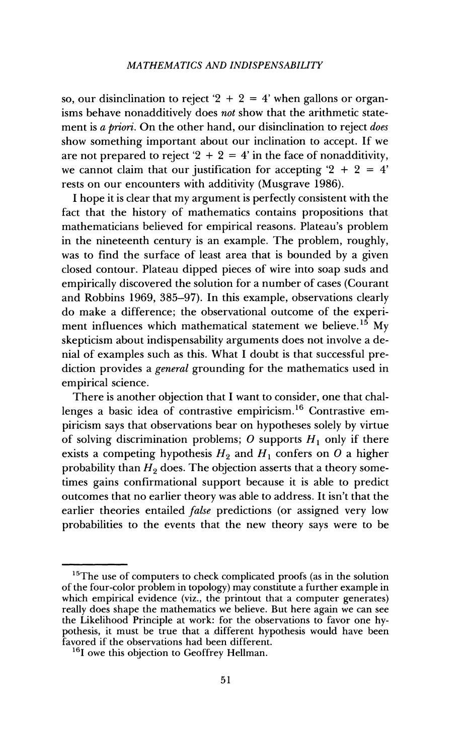so, our disinclination to reject '2 + 2 = 4' when gallons or organisms behave nonadditively does *not* show that the arithmetic statement is *a priori*. On the other hand, our disinclination to reject *does* show something important about our inclination to accept. If we are not prepared to reject '2 + 2 = 4' in the face of nonadditivity, we cannot claim that our justification for accepting '2 + 2 = 4' rests on our encounters with additivity (Musgrave 1986).

I hope it is clear that my argument is perfectly consistent with the fact that the history of mathematics contains propositions that mathematicians believed for empirical reasons. Plateau's problem in the nineteenth century is an example. The problem, roughly, was to find the surface of least area that is bounded by a given closed contour. Plateau dipped pieces of wire into soap suds and empirically discovered the solution for a number of cases (Courant and Robbins 1969, 385–97). In this example, observations clearly do make a difference; the observational outcome of the experiment influences which mathematical statement we believe.[15] My skepticism about indispensability arguments does not involve a denial of examples such as this. What I doubt is that successful prediction provides a *general* grounding for the mathematics used in empirical science.

There is another objection that I want to consider, one that challenges a basic idea of contrastive empiricism.[16] Contrastive empiricism says that observations bear on hypotheses solely by virtue of solving discrimination problems; $O$ supports $H_1$ only if there exists a competing hypothesis $H_2$ and $H_1$ confers on $O$ a higher probability than $H_2$ does. The objection asserts that a theory sometimes gains confirmational support because it is able to predict outcomes that no earlier theory was able to address. It isn't that the earlier theories entailed *false* predictions (or assigned very low probabilities to the events that the new theory says were to be

---

[15] The use of computers to check complicated proofs (as in the solution of the four-color problem in topology) may constitute a further example in which empirical evidence (viz., the printout that a computer generates) really does shape the mathematics we believe. But here again we can see the Likelihood Principle at work: for the observations to favor one hypothesis, it must be true that a different hypothesis would have been favored if the observations had been different.

[16] I owe this objection to Geoffrey Hellman.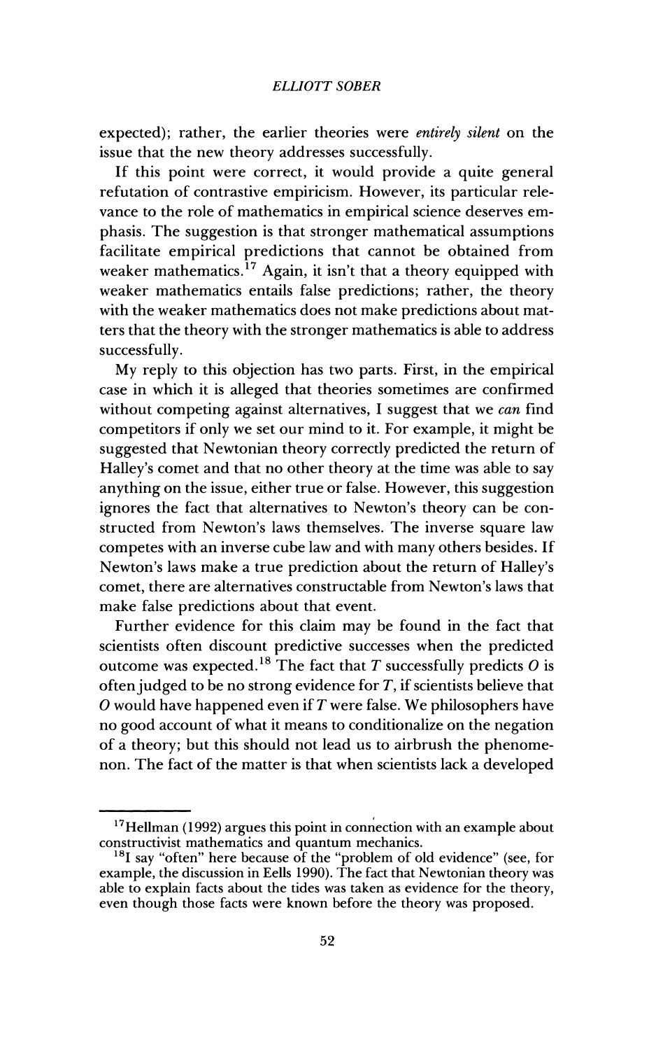expected); rather, the earlier theories were *entirely silent* on the issue that the new theory addresses successfully.

If this point were correct, it would provide a quite general refutation of contrastive empiricism. However, its particular relevance to the role of mathematics in empirical science deserves emphasis. The suggestion is that stronger mathematical assumptions facilitate empirical predictions that cannot be obtained from weaker mathematics.[17] Again, it isn't that a theory equipped with weaker mathematics entails false predictions; rather, the theory with the weaker mathematics does not make predictions about matters that the theory with the stronger mathematics is able to address successfully.

My reply to this objection has two parts. First, in the empirical case in which it is alleged that theories sometimes are confirmed without competing against alternatives, I suggest that we *can* find competitors if only we set our mind to it. For example, it might be suggested that Newtonian theory correctly predicted the return of Halley's comet and that no other theory at the time was able to say anything on the issue, either true or false. However, this suggestion ignores the fact that alternatives to Newton's theory can be constructed from Newton's laws themselves. The inverse square law competes with an inverse cube law and with many others besides. If Newton's laws make a true prediction about the return of Halley's comet, there are alternatives constructable from Newton's laws that make false predictions about that event.

Further evidence for this claim may be found in the fact that scientists often discount predictive successes when the predicted outcome was expected.[18] The fact that *T* successfully predicts *O* is often judged to be no strong evidence for *T*, if scientists believe that *O* would have happened even if *T* were false. We philosophers have no good account of what it means to conditionalize on the negation of a theory; but this should not lead us to airbrush the phenomenon. The fact of the matter is that when scientists lack a developed

---

[17] Hellman (1992) argues this point in connection with an example about constructivist mathematics and quantum mechanics.

[18] I say "often" here because of the "problem of old evidence" (see, for example, the discussion in Eells 1990). The fact that Newtonian theory was able to explain facts about the tides was taken as evidence for the theory, even though those facts were known before the theory was proposed.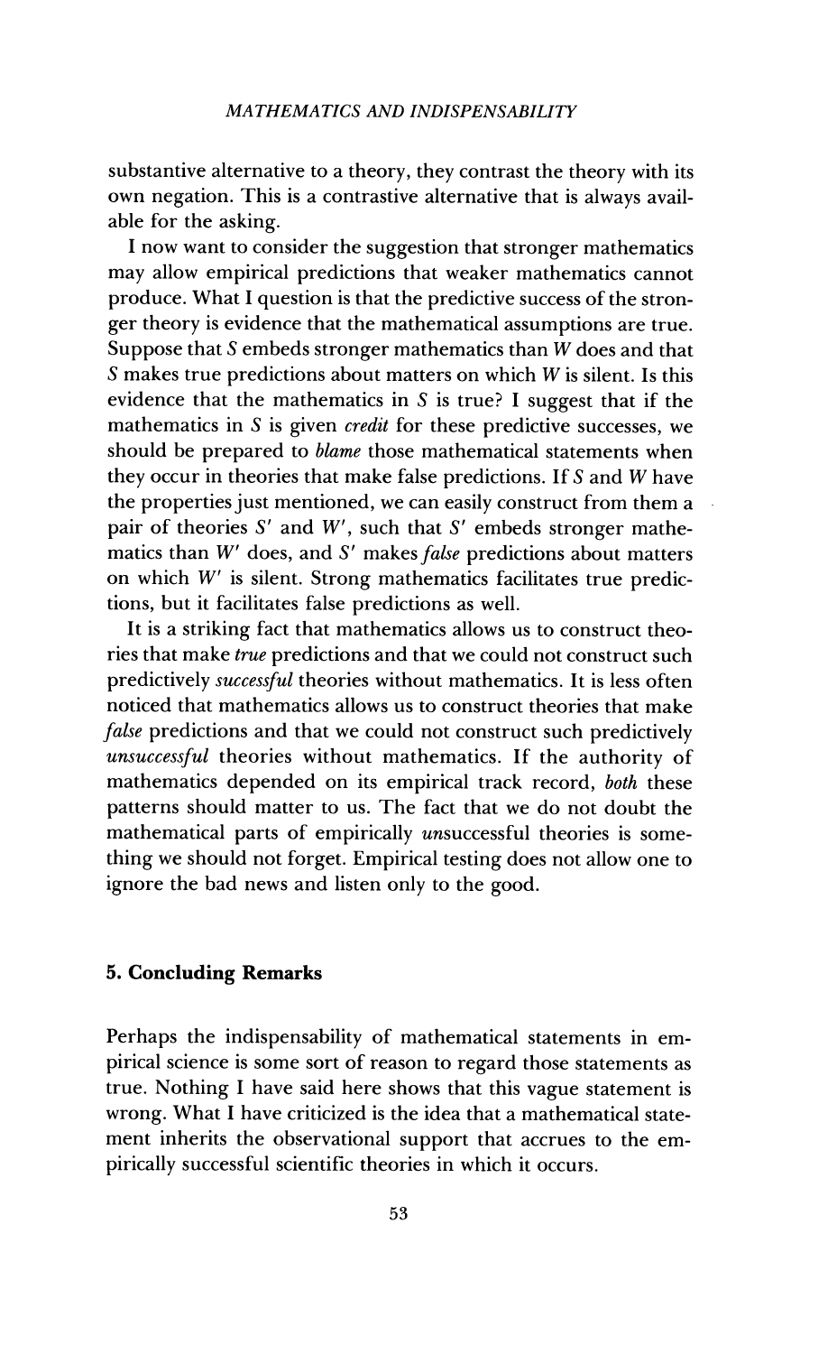substantive alternative to a theory, they contrast the theory with its own negation. This is a contrastive alternative that is always available for the asking.

I now want to consider the suggestion that stronger mathematics may allow empirical predictions that weaker mathematics cannot produce. What I question is that the predictive success of the stronger theory is evidence that the mathematical assumptions are true. Suppose that $S$ embeds stronger mathematics than $W$ does and that $S$ makes true predictions about matters on which $W$ is silent. Is this evidence that the mathematics in $S$ is true? I suggest that if the mathematics in $S$ is given *credit* for these predictive successes, we should be prepared to *blame* those mathematical statements when they occur in theories that make false predictions. If $S$ and $W$ have the properties just mentioned, we can easily construct from them a pair of theories $S'$ and $W'$, such that $S'$ embeds stronger mathematics than $W'$ does, and $S'$ makes *false* predictions about matters on which $W'$ is silent. Strong mathematics facilitates true predictions, but it facilitates false predictions as well.

It is a striking fact that mathematics allows us to construct theories that make *true* predictions and that we could not construct such predictively *successful* theories without mathematics. It is less often noticed that mathematics allows us to construct theories that make *false* predictions and that we could not construct such predictively *unsuccessful* theories without mathematics. If the authority of mathematics depended on its empirical track record, *both* these patterns should matter to us. The fact that we do not doubt the mathematical parts of empirically *un*successful theories is something we should not forget. Empirical testing does not allow one to ignore the bad news and listen only to the good.

## 5. Concluding Remarks

Perhaps the indispensability of mathematical statements in empirical science is some sort of reason to regard those statements as true. Nothing I have said here shows that this vague statement is wrong. What I have criticized is the idea that a mathematical statement inherits the observational support that accrues to the empirically successful scientific theories in which it occurs.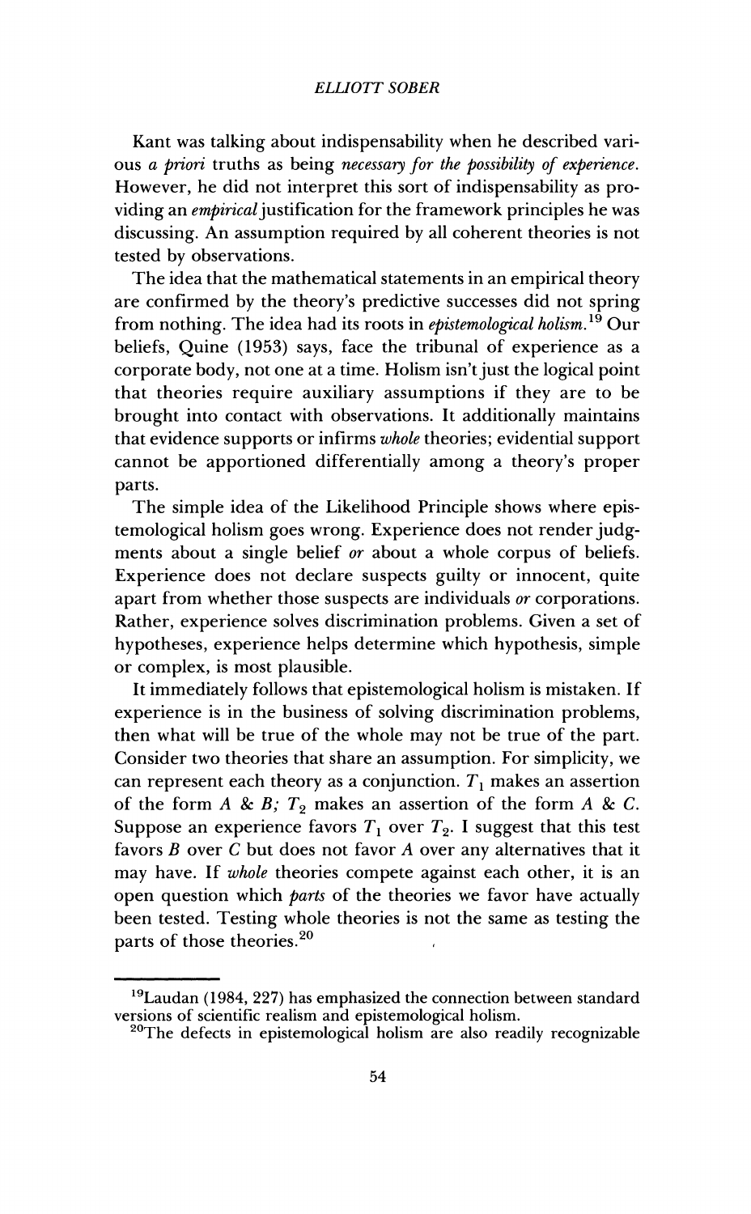Kant was talking about indispensability when he described various *a priori* truths as being *necessary for the possibility of experience*. However, he did not interpret this sort of indispensability as providing an *empirical* justification for the framework principles he was discussing. An assumption required by all coherent theories is not tested by observations.

The idea that the mathematical statements in an empirical theory are confirmed by the theory's predictive successes did not spring from nothing. The idea had its roots in *epistemological holism*.[19] Our beliefs, Quine (1953) says, face the tribunal of experience as a corporate body, not one at a time. Holism isn't just the logical point that theories require auxiliary assumptions if they are to be brought into contact with observations. It additionally maintains that evidence supports or infirms *whole* theories; evidential support cannot be apportioned differentially among a theory's proper parts.

The simple idea of the Likelihood Principle shows where epistemological holism goes wrong. Experience does not render judgments about a single belief *or* about a whole corpus of beliefs. Experience does not declare suspects guilty or innocent, quite apart from whether those suspects are individuals *or* corporations. Rather, experience solves discrimination problems. Given a set of hypotheses, experience helps determine which hypothesis, simple or complex, is most plausible.

It immediately follows that epistemological holism is mistaken. If experience is in the business of solving discrimination problems, then what will be true of the whole may not be true of the part. Consider two theories that share an assumption. For simplicity, we can represent each theory as a conjunction. $T_1$ makes an assertion of the form $A$ & $B$; $T_2$ makes an assertion of the form $A$ & $C$. Suppose an experience favors $T_1$ over $T_2$. I suggest that this test favors $B$ over $C$ but does not favor $A$ over any alternatives that it may have. If *whole* theories compete against each other, it is an open question which *parts* of the theories we favor have actually been tested. Testing whole theories is not the same as testing the parts of those theories.[20]

---

[19] Laudan (1984, 227) has emphasized the connection between standard versions of scientific realism and epistemological holism.

[20] The defects in epistemological holism are also readily recognizable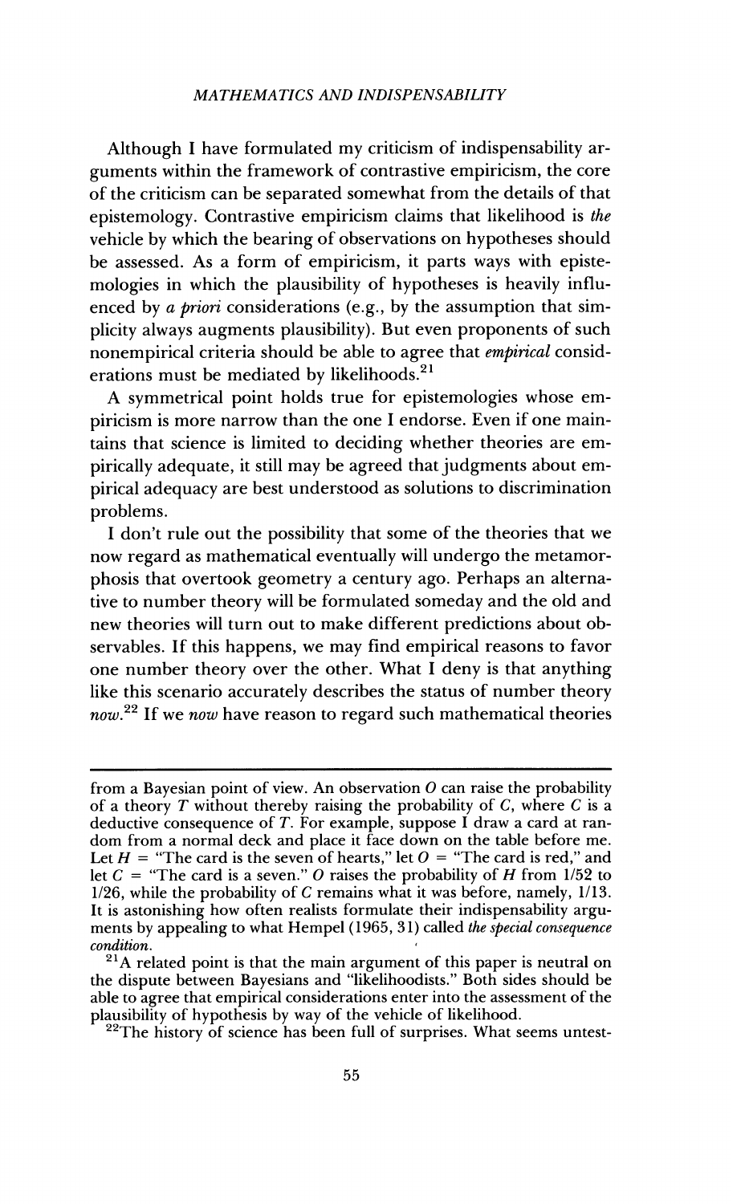Although I have formulated my criticism of indispensability arguments within the framework of contrastive empiricism, the core of the criticism can be separated somewhat from the details of that epistemology. Contrastive empiricism claims that likelihood is *the* vehicle by which the bearing of observations on hypotheses should be assessed. As a form of empiricism, it parts ways with epistemologies in which the plausibility of hypotheses is heavily influenced by *a priori* considerations (e.g., by the assumption that simplicity always augments plausibility). But even proponents of such nonempirical criteria should be able to agree that *empirical* considerations must be mediated by likelihoods.[21]

A symmetrical point holds true for epistemologies whose empiricism is more narrow than the one I endorse. Even if one maintains that science is limited to deciding whether theories are empirically adequate, it still may be agreed that judgments about empirical adequacy are best understood as solutions to discrimination problems.

I don't rule out the possibility that some of the theories that we now regard as mathematical eventually will undergo the metamorphosis that overtook geometry a century ago. Perhaps an alternative to number theory will be formulated someday and the old and new theories will turn out to make different predictions about observables. If this happens, we may find empirical reasons to favor one number theory over the other. What I deny is that anything like this scenario accurately describes the status of number theory *now*.[22] If we *now* have reason to regard such mathematical theories

---

from a Bayesian point of view. An observation $O$ can raise the probability of a theory $T$ without thereby raising the probability of $C$, where $C$ is a deductive consequence of $T$. For example, suppose I draw a card at random from a normal deck and place it face down on the table before me. Let $H$ = "The card is the seven of hearts," let $O$ = "The card is red," and let $C$ = "The card is a seven." $O$ raises the probability of $H$ from 1/52 to 1/26, while the probability of $C$ remains what it was before, namely, 1/13. It is astonishing how often realists formulate their indispensability arguments by appealing to what Hempel (1965, 31) called *the special consequence condition*.

[21] A related point is that the main argument of this paper is neutral on the dispute between Bayesians and "likelihoodists." Both sides should be able to agree that empirical considerations enter into the assessment of the plausibility of hypothesis by way of the vehicle of likelihood.

[22] The history of science has been full of surprises. What seems untest-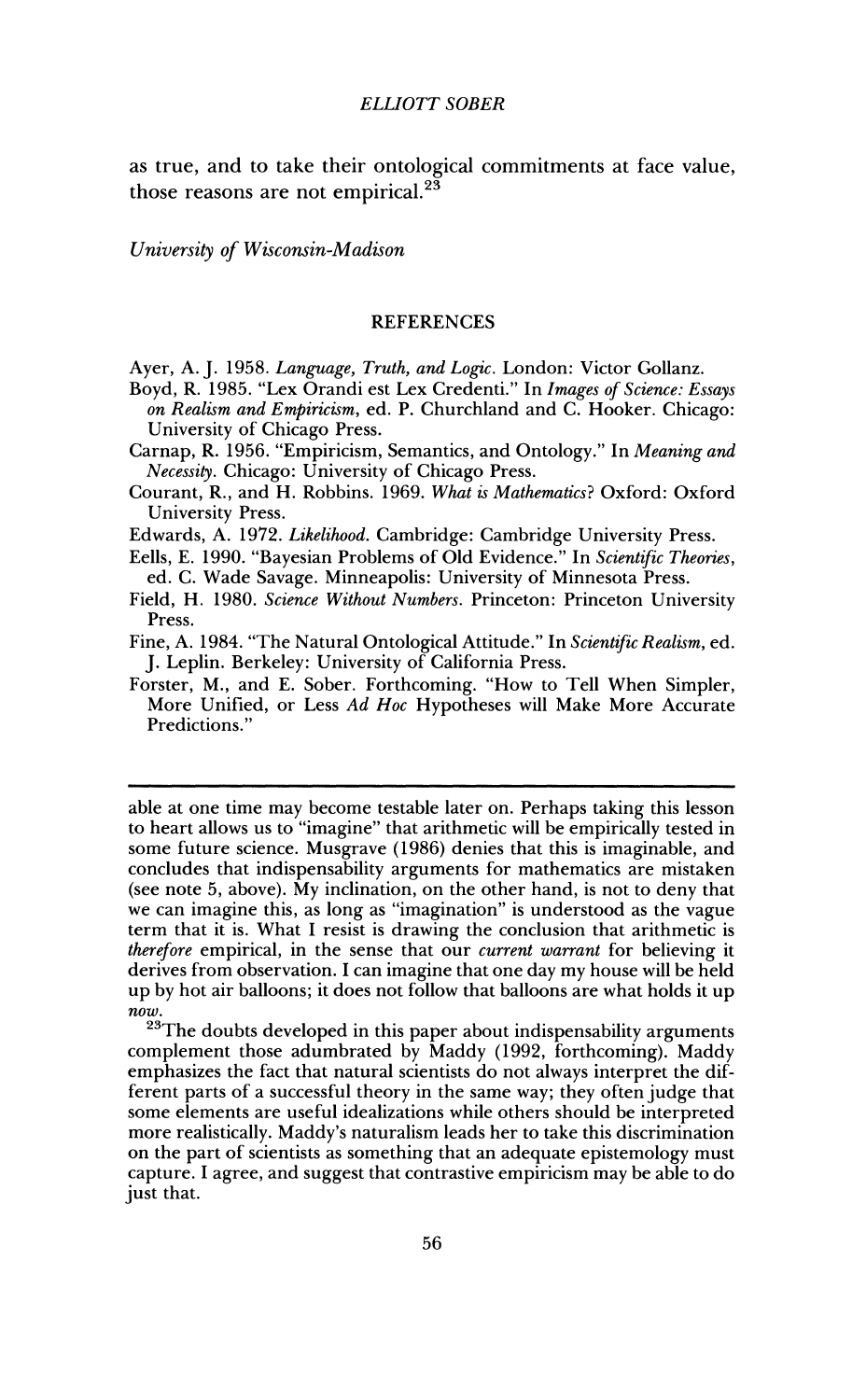as true, and to take their ontological commitments at face value, those reasons are not empirical.[23]

*University of Wisconsin-Madison*

## REFERENCES

Ayer, A. J. 1958. *Language, Truth, and Logic*. London: Victor Gollanz.

Boyd, R. 1985. "Lex Orandi est Lex Credenti." In *Images of Science: Essays on Realism and Empiricism*, ed. P. Churchland and C. Hooker. Chicago: University of Chicago Press.

Carnap, R. 1956. "Empiricism, Semantics, and Ontology." In *Meaning and Necessity*. Chicago: University of Chicago Press.

Courant, R., and H. Robbins. 1969. *What is Mathematics?* Oxford: Oxford University Press.

Edwards, A. 1972. *Likelihood*. Cambridge: Cambridge University Press.

Eells, E. 1990. "Bayesian Problems of Old Evidence." In *Scientific Theories*, ed. C. Wade Savage. Minneapolis: University of Minnesota Press.

Field, H. 1980. *Science Without Numbers*. Princeton: Princeton University Press.

Fine, A. 1984. "The Natural Ontological Attitude." In *Scientific Realism*, ed. J. Leplin. Berkeley: University of California Press.

Forster, M., and E. Sober. Forthcoming. "How to Tell When Simpler, More Unified, or Less *Ad Hoc* Hypotheses will Make More Accurate Predictions."

---

able at one time may become testable later on. Perhaps taking this lesson to heart allows us to "imagine" that arithmetic will be empirically tested in some future science. Musgrave (1986) denies that this is imaginable, and concludes that indispensability arguments for mathematics are mistaken (see note 5, above). My inclination, on the other hand, is not to deny that we can imagine this, as long as "imagination" is understood as the vague term that it is. What I resist is drawing the conclusion that arithmetic is *therefore* empirical, in the sense that our *current warrant* for believing it derives from observation. I can imagine that one day my house will be held up by hot air balloons; it does not follow that balloons are what holds it up *now*.

[23]The doubts developed in this paper about indispensability arguments complement those adumbrated by Maddy (1992, forthcoming). Maddy emphasizes the fact that natural scientists do not always interpret the different parts of a successful theory in the same way; they often judge that some elements are useful idealizations while others should be interpreted more realistically. Maddy's naturalism leads her to take this discrimination on the part of scientists as something that an adequate epistemology must capture. I agree, and suggest that contrastive empiricism may be able to do just that.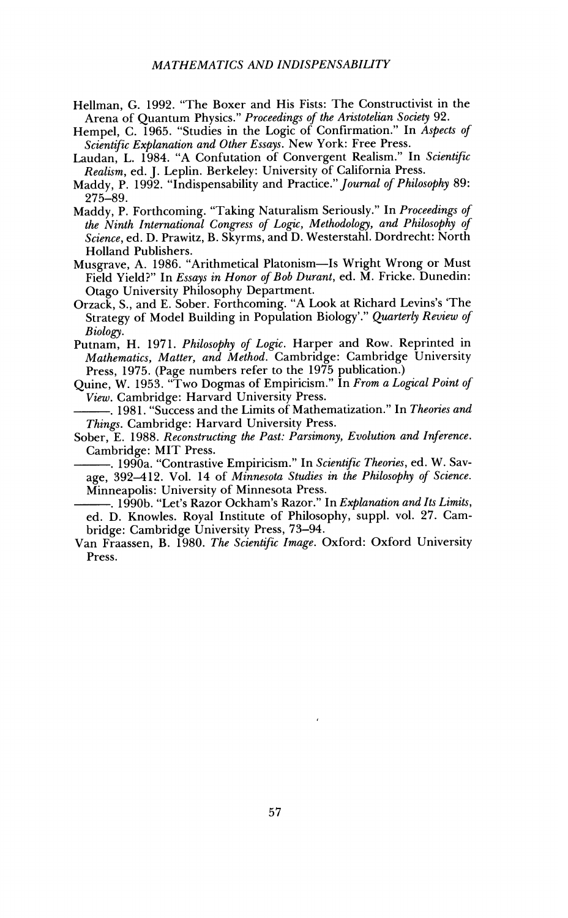Hellman, G. 1992. "The Boxer and His Fists: The Constructivist in the Arena of Quantum Physics." *Proceedings of the Aristotelian Society* 92.

Hempel, C. 1965. "Studies in the Logic of Confirmation." In *Aspects of Scientific Explanation and Other Essays*. New York: Free Press.

Laudan, L. 1984. "A Confutation of Convergent Realism." In *Scientific Realism*, ed. J. Leplin. Berkeley: University of California Press.

Maddy, P. 1992. "Indispensability and Practice." *Journal of Philosophy* 89: 275–89.

Maddy, P. Forthcoming. "Taking Naturalism Seriously." In *Proceedings of the Ninth International Congress of Logic, Methodology, and Philosophy of Science*, ed. D. Prawitz, B. Skyrms, and D. Westerstahl. Dordrecht: North Holland Publishers.

Musgrave, A. 1986. "Arithmetical Platonism—Is Wright Wrong or Must Field Yield?" In *Essays in Honor of Bob Durant*, ed. M. Fricke. Dunedin: Otago University Philosophy Department.

Orzack, S., and E. Sober. Forthcoming. "A Look at Richard Levins's 'The Strategy of Model Building in Population Biology'." *Quarterly Review of Biology*.

Putnam, H. 1971. *Philosophy of Logic*. Harper and Row. Reprinted in *Mathematics, Matter, and Method*. Cambridge: Cambridge University Press, 1975. (Page numbers refer to the 1975 publication.)

Quine, W. 1953. "Two Dogmas of Empiricism." In *From a Logical Point of View*. Cambridge: Harvard University Press.

———. 1981. "Success and the Limits of Mathematization." In *Theories and Things*. Cambridge: Harvard University Press.

Sober, E. 1988. *Reconstructing the Past: Parsimony, Evolution and Inference*. Cambridge: MIT Press.

———. 1990a. "Contrastive Empiricism." In *Scientific Theories*, ed. W. Savage, 392–412. Vol. 14 of *Minnesota Studies in the Philosophy of Science*. Minneapolis: University of Minnesota Press.

———. 1990b. "Let's Razor Ockham's Razor." In *Explanation and Its Limits*, ed. D. Knowles. Royal Institute of Philosophy, suppl. vol. 27. Cambridge: Cambridge University Press, 73–94.

Van Fraassen, B. 1980. *The Scientific Image*. Oxford: Oxford University Press.